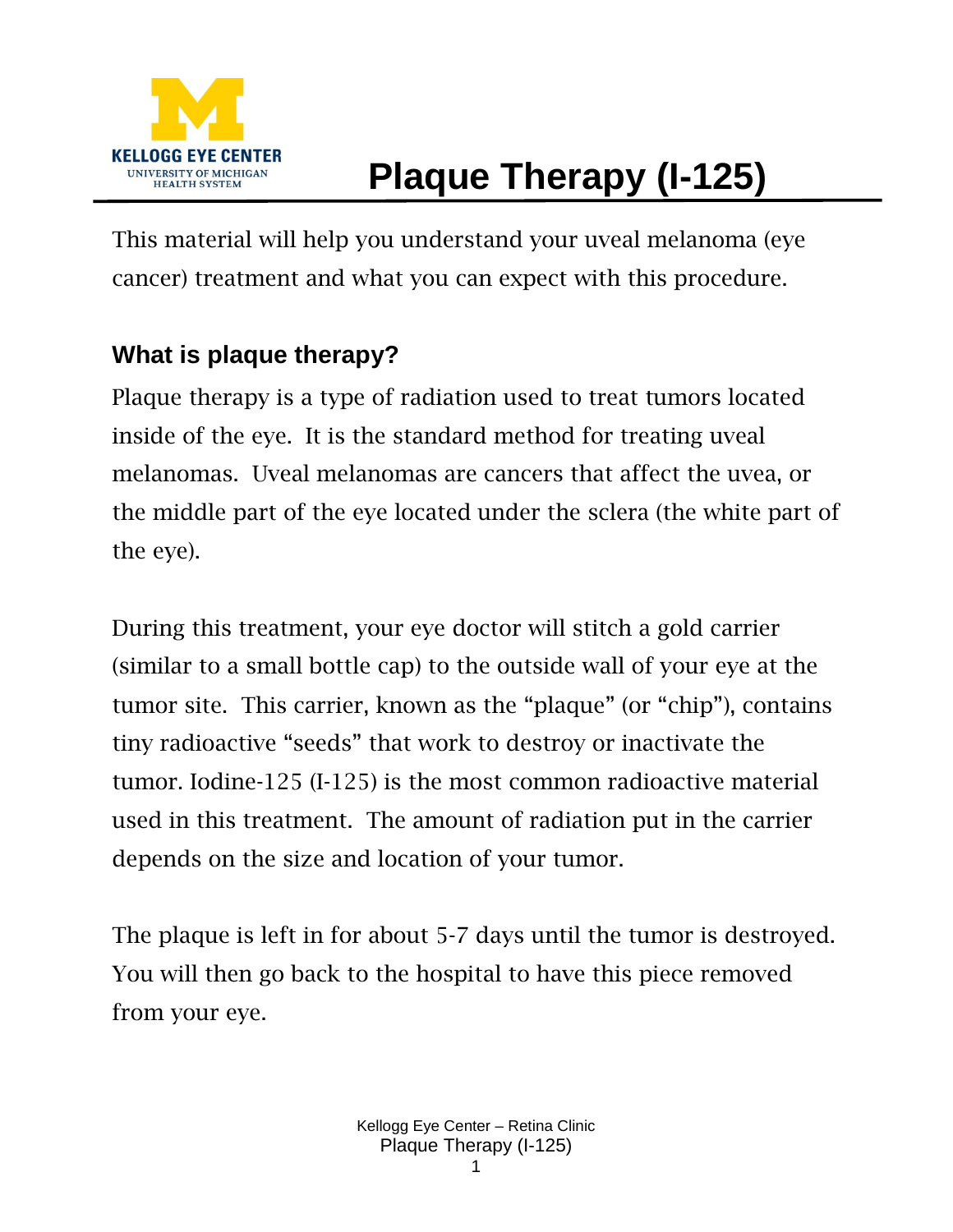# Plaque Therapy (I-125)

This material will help you understand your uveal melanoma (eye cancer) treatment and what you can expect with this procedure.

## What is plaque therapy?

Plaque therapy is a type of radiation used to treat tumors located inside of the eye. It is the standard method for treating uveal melanomas. Uveal melanomas are cancers that affect the uvea, or the middle part of the eye located under the sclera (the white part of the eye).

During this treatment, your eye doctor will stitch a gold carrier (similar to a small bottle cap) to the outside wall of your eye at the tumor site. This carrier, known as the "plaque" (or "chip"), contains tiny radioactive "seeds" that work to destroy or inactivate the tumor. Iodine-125 (I-125) is the most common radioactive material used in this treatment. The amount of radiation put in the carrier depends on the size and location of your tumor.

The plaque is left in for about 5-7 days until the tumor is destroyed. You will then go back to the hospital to have this piece removed from your eye.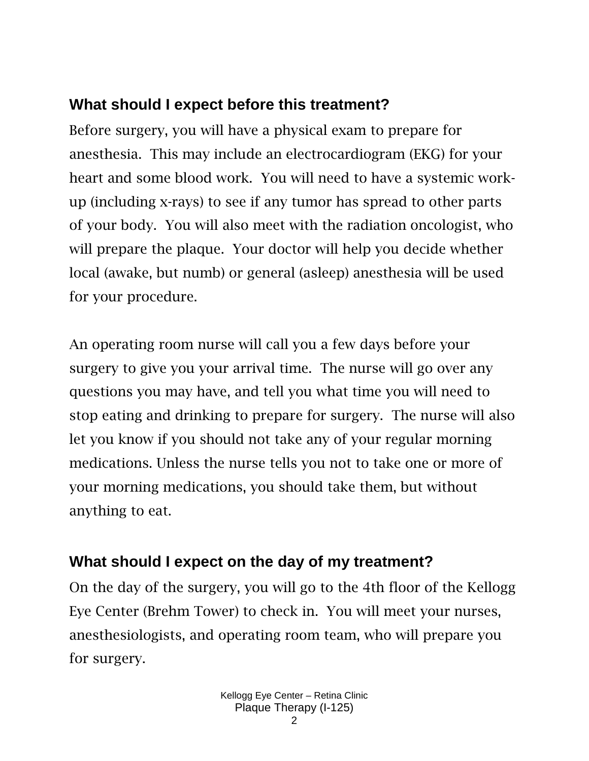## What should I expect before this treatment?

Before surgery, you will have a physical exam to prepare for anesthesia. This may include an electrocardiogram (EKG) for your heart and some blood work. You will need to have a systemic work-up (including x-rays) to see if any tumor has spread to other parts of your body. You will also meet with the radiation oncologist, who will prepare the plaque. Your doctor will help you decide whether local (awake, but numb) or general (asleep) anesthesia will be used for your procedure.

An operating room nurse will call you a few days before your surgery to give you your arrival time. The nurse will go over any questions you may have, and tell you what time you will need to stop eating and drinking to prepare for surgery. The nurse will also let you know if you should not take any of your regular morning medications. Unless the nurse tells you not to take one or more of your morning medications, you should take them, but without anything to eat.

## What should I expect on the day of my treatment?

On the day of the surgery, you will go to the 4th floor of the Kellogg Eye Center (Brehm Tower) to check in. You will meet your nurses, anesthesiologists, and operating room team, who will prepare you for surgery.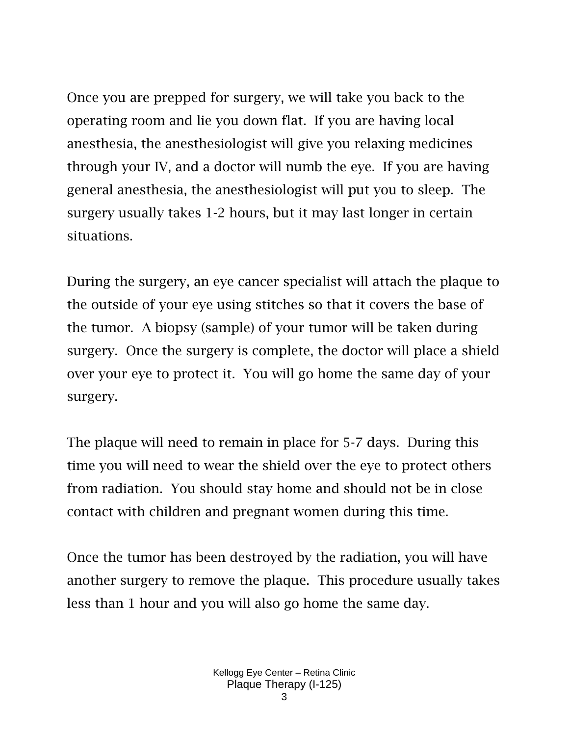Once you are prepped for surgery, we will take you back to the operating room and lie you down flat.  If you are having local anesthesia, the anesthesiologist will give you relaxing medicines through your IV, and a doctor will numb the eye.  If you are having general anesthesia, the anesthesiologist will put you to sleep.  The surgery usually takes 1-2 hours, but it may last longer in certain situations.

During the surgery, an eye cancer specialist will attach the plaque to the outside of your eye using stitches so that it covers the base of the tumor.  A biopsy (sample) of your tumor will be taken during surgery.  Once the surgery is complete, the doctor will place a shield over your eye to protect it.  You will go home the same day of your surgery.

The plaque will need to remain in place for 5-7 days.  During this time you will need to wear the shield over the eye to protect others from radiation.  You should stay home and should not be in close contact with children and pregnant women during this time.

Once the tumor has been destroyed by the radiation, you will have another surgery to remove the plaque.  This procedure usually takes less than 1 hour and you will also go home the same day.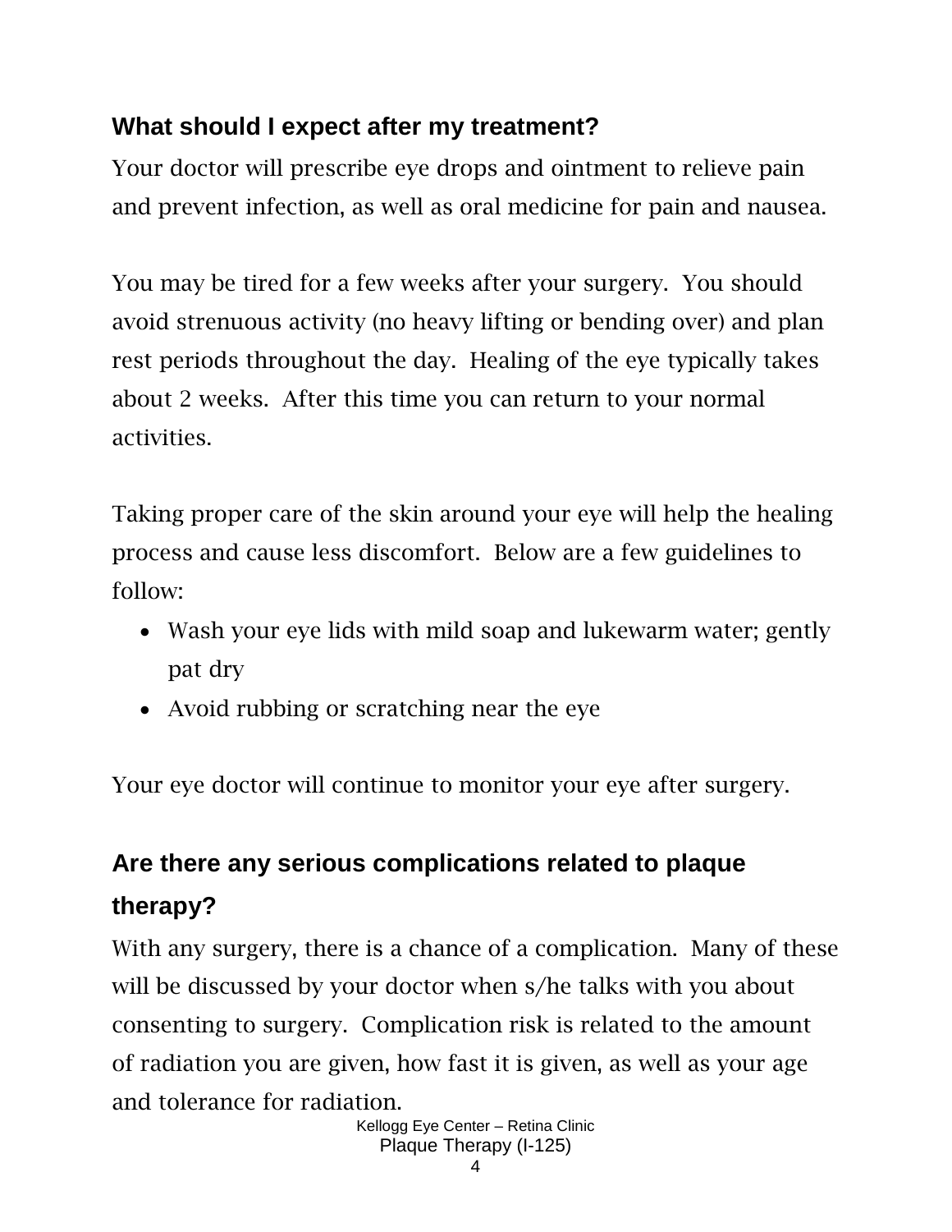## What should I expect after my treatment?

Your doctor will prescribe eye drops and ointment to relieve pain and prevent infection, as well as oral medicine for pain and nausea.

You may be tired for a few weeks after your surgery. You should avoid strenuous activity (no heavy lifting or bending over) and plan rest periods throughout the day. Healing of the eye typically takes about 2 weeks. After this time you can return to your normal activities.

Taking proper care of the skin around your eye will help the healing process and cause less discomfort. Below are a few guidelines to follow:

- Wash your eye lids with mild soap and lukewarm water; gently pat dry
- Avoid rubbing or scratching near the eye

Your eye doctor will continue to monitor your eye after surgery.

## Are there any serious complications related to plaque therapy?

With any surgery, there is a chance of a complication. Many of these will be discussed by your doctor when s/he talks with you about consenting to surgery. Complication risk is related to the amount of radiation you are given, how fast it is given, as well as your age and tolerance for radiation.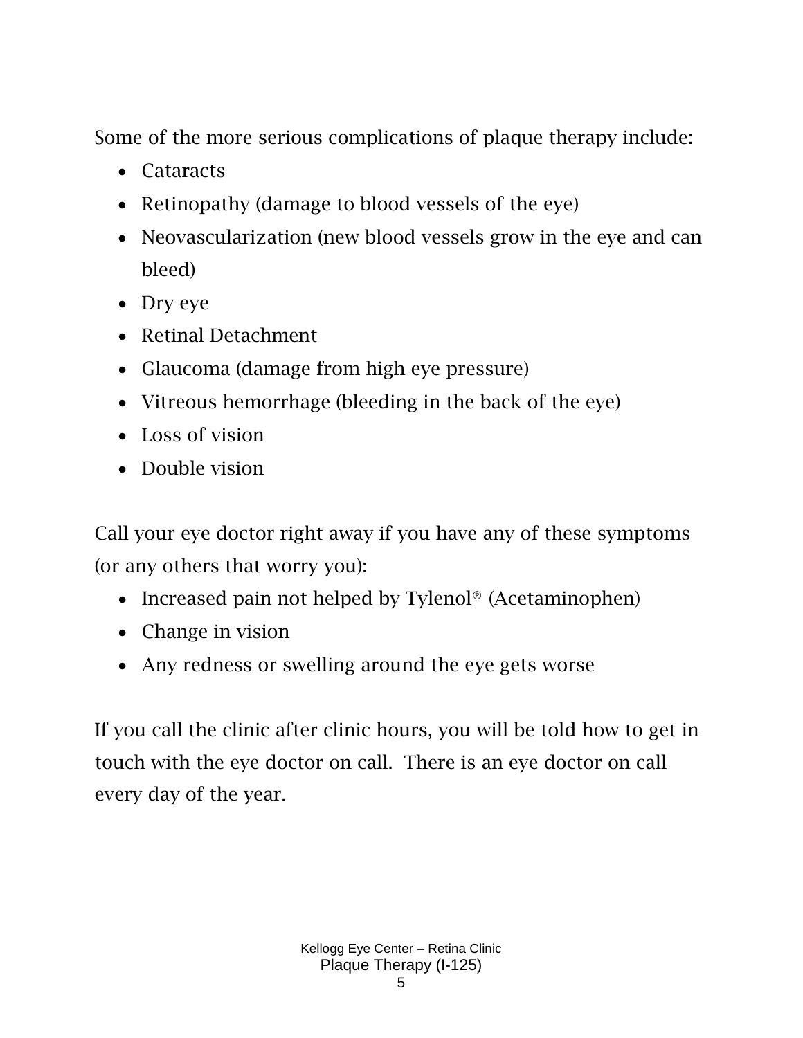Some of the more serious complications of plaque therapy include:

- Cataracts
- Retinopathy (damage to blood vessels of the eye)
- Neovascularization (new blood vessels grow in the eye and can bleed)
- Dry eye
- Retinal Detachment
- Glaucoma (damage from high eye pressure)
- Vitreous hemorrhage (bleeding in the back of the eye)
- Loss of vision
- Double vision

Call your eye doctor right away if you have any of these symptoms (or any others that worry you):

- Increased pain not helped by Tylenol® (Acetaminophen)
- Change in vision
- Any redness or swelling around the eye gets worse

If you call the clinic after clinic hours, you will be told how to get in touch with the eye doctor on call. There is an eye doctor on call every day of the year.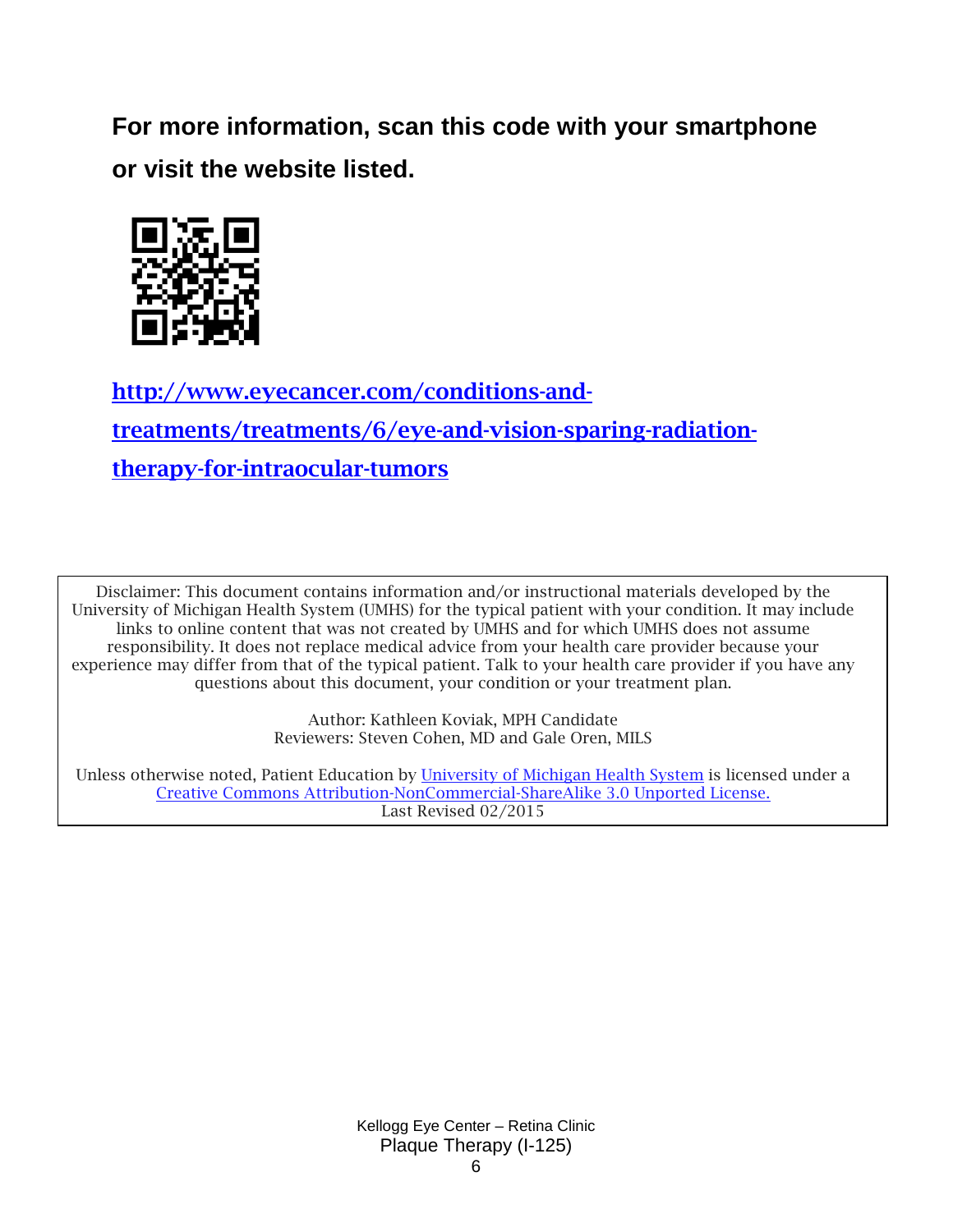**For more information, scan this code with your smartphone or visit the website listed.**

http://www.eyecancer.com/conditions-and-treatments/treatments/6/eye-and-vision-sparing-radiation-therapy-for-intraocular-tumors

Disclaimer: This document contains information and/or instructional materials developed by the University of Michigan Health System (UMHS) for the typical patient with your condition. It may include links to online content that was not created by UMHS and for which UMHS does not assume responsibility. It does not replace medical advice from your health care provider because your experience may differ from that of the typical patient. Talk to your health care provider if you have any questions about this document, your condition or your treatment plan.

Author: Kathleen Koviak, MPH Candidate
Reviewers: Steven Cohen, MD and Gale Oren, MILS

Unless otherwise noted, Patient Education by University of Michigan Health System is licensed under a Creative Commons Attribution-NonCommercial-ShareAlike 3.0 Unported License.
Last Revised 02/2015